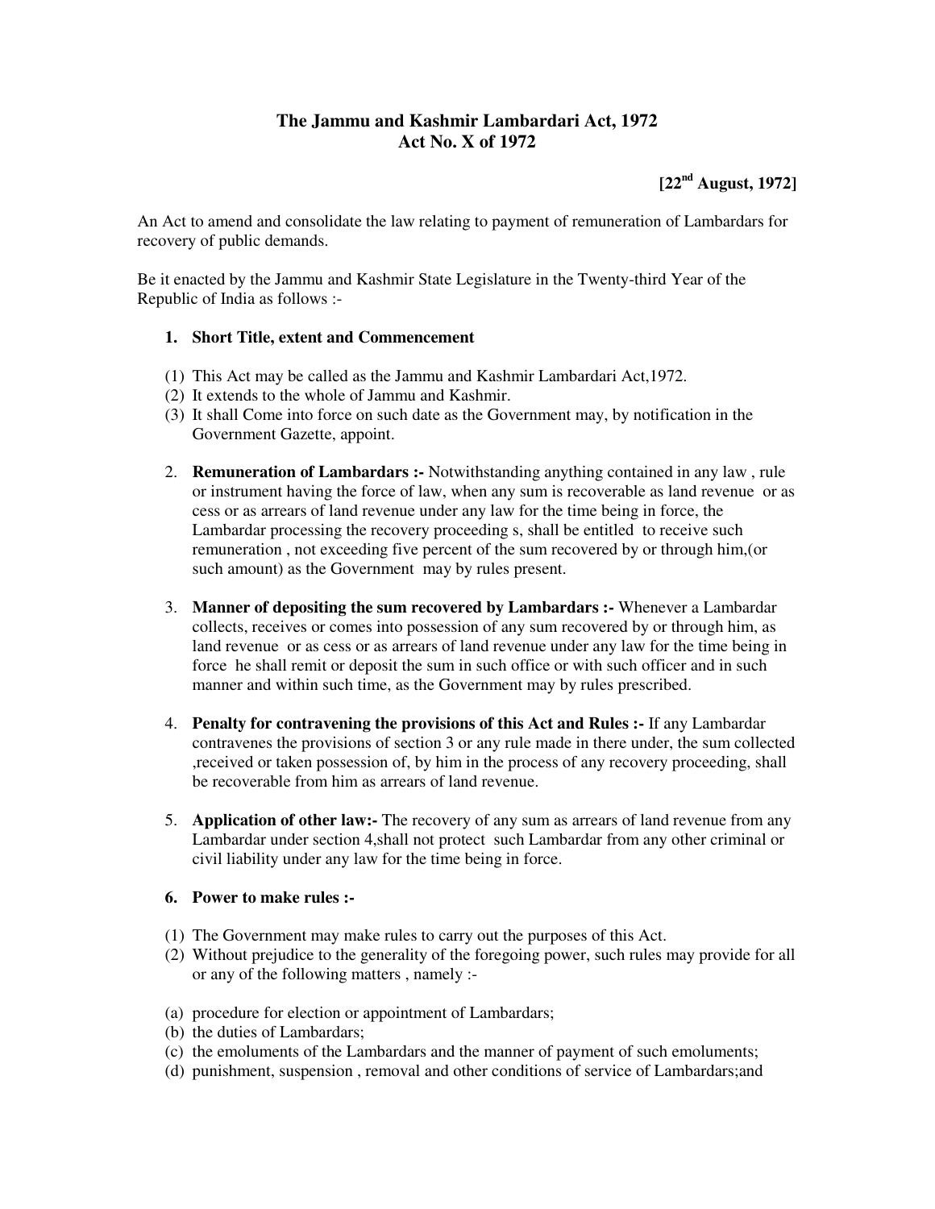# The Jammu and Kashmir Lambardari Act, 1972
## Act No. X of 1972

**[22nd August, 1972]**

An Act to amend and consolidate the law relating to payment of remuneration of Lambardars for recovery of public demands.

Be it enacted by the Jammu and Kashmir State Legislature in the Twenty-third Year of the Republic of India as follows :-

1. **Short Title, extent and Commencement**

(1) This Act may be called as the Jammu and Kashmir Lambardari Act,1972.
(2) It extends to the whole of Jammu and Kashmir.
(3) It shall Come into force on such date as the Government may, by notification in the Government Gazette, appoint.

2. **Remuneration of Lambardars :-** Notwithstanding anything contained in any law , rule or instrument having the force of law, when any sum is recoverable as land revenue or as cess or as arrears of land revenue under any law for the time being in force, the Lambardar processing the recovery proceeding s, shall be entitled to receive such remuneration , not exceeding five percent of the sum recovered by or through him,(or such amount) as the Government may by rules present.

3. **Manner of depositing the sum recovered by Lambardars :-** Whenever a Lambardar collects, receives or comes into possession of any sum recovered by or through him, as land revenue or as cess or as arrears of land revenue under any law for the time being in force he shall remit or deposit the sum in such office or with such officer and in such manner and within such time, as the Government may by rules prescribed.

4. **Penalty for contravening the provisions of this Act and Rules :-** If any Lambardar contravenes the provisions of section 3 or any rule made in there under, the sum collected ,received or taken possession of, by him in the process of any recovery proceeding, shall be recoverable from him as arrears of land revenue.

5. **Application of other law:-** The recovery of any sum as arrears of land revenue from any Lambardar under section 4,shall not protect such Lambardar from any other criminal or civil liability under any law for the time being in force.

6. **Power to make rules :-**

(1) The Government may make rules to carry out the purposes of this Act.
(2) Without prejudice to the generality of the foregoing power, such rules may provide for all or any of the following matters , namely :-

(a) procedure for election or appointment of Lambardars;
(b) the duties of Lambardars;
(c) the emoluments of the Lambardars and the manner of payment of such emoluments;
(d) punishment, suspension , removal and other conditions of service of Lambardars;and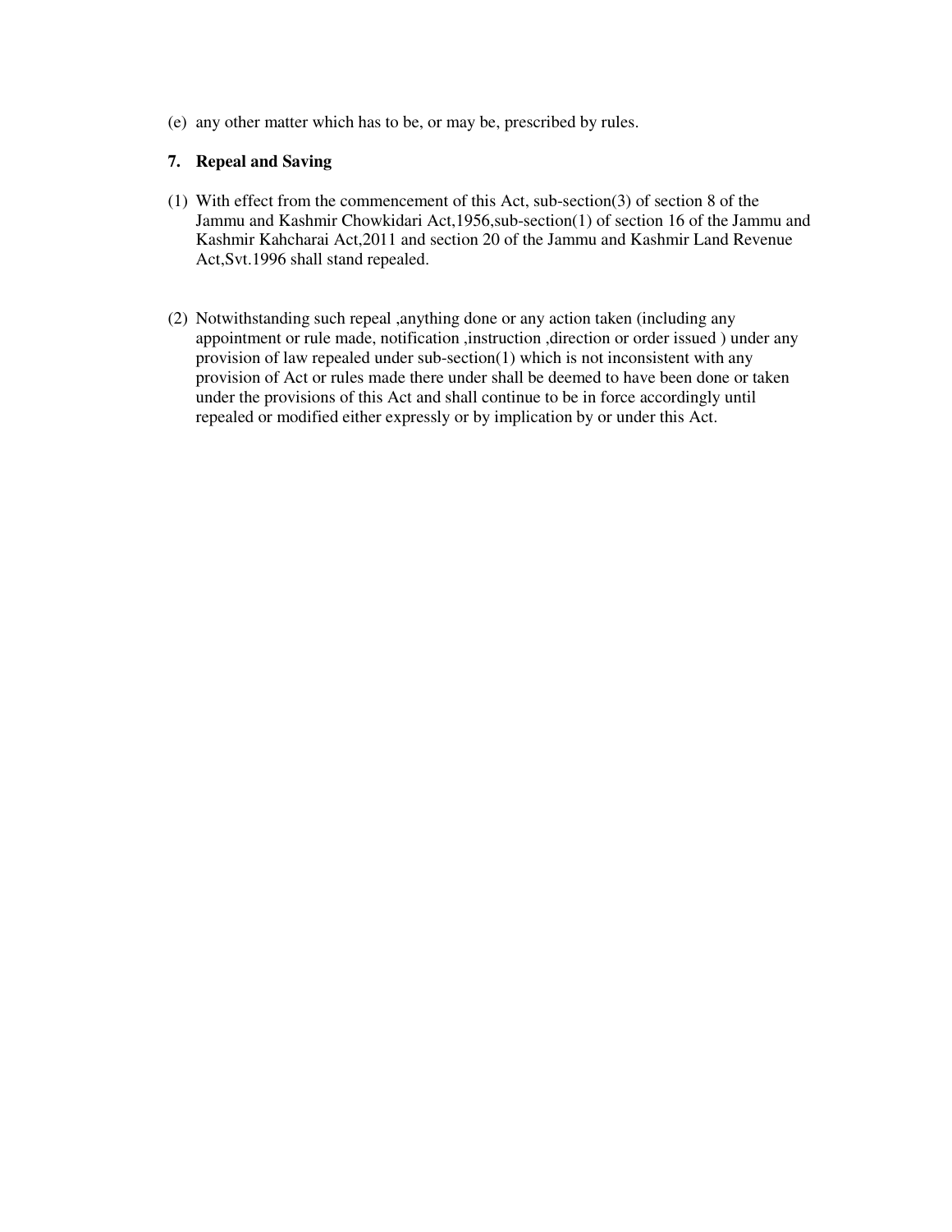(e) any other matter which has to be, or may be, prescribed by rules.

**7. Repeal and Saving**

(1) With effect from the commencement of this Act, sub-section(3) of section 8 of the Jammu and Kashmir Chowkidari Act,1956,sub-section(1) of section 16 of the Jammu and Kashmir Kahcharai Act,2011 and section 20 of the Jammu and Kashmir Land Revenue Act,Svt.1996 shall stand repealed.

(2) Notwithstanding such repeal ,anything done or any action taken (including any appointment or rule made, notification ,instruction ,direction or order issued ) under any provision of law repealed under sub-section(1) which is not inconsistent with any provision of Act or rules made there under shall be deemed to have been done or taken under the provisions of this Act and shall continue to be in force accordingly until repealed or modified either expressly or by implication by or under this Act.